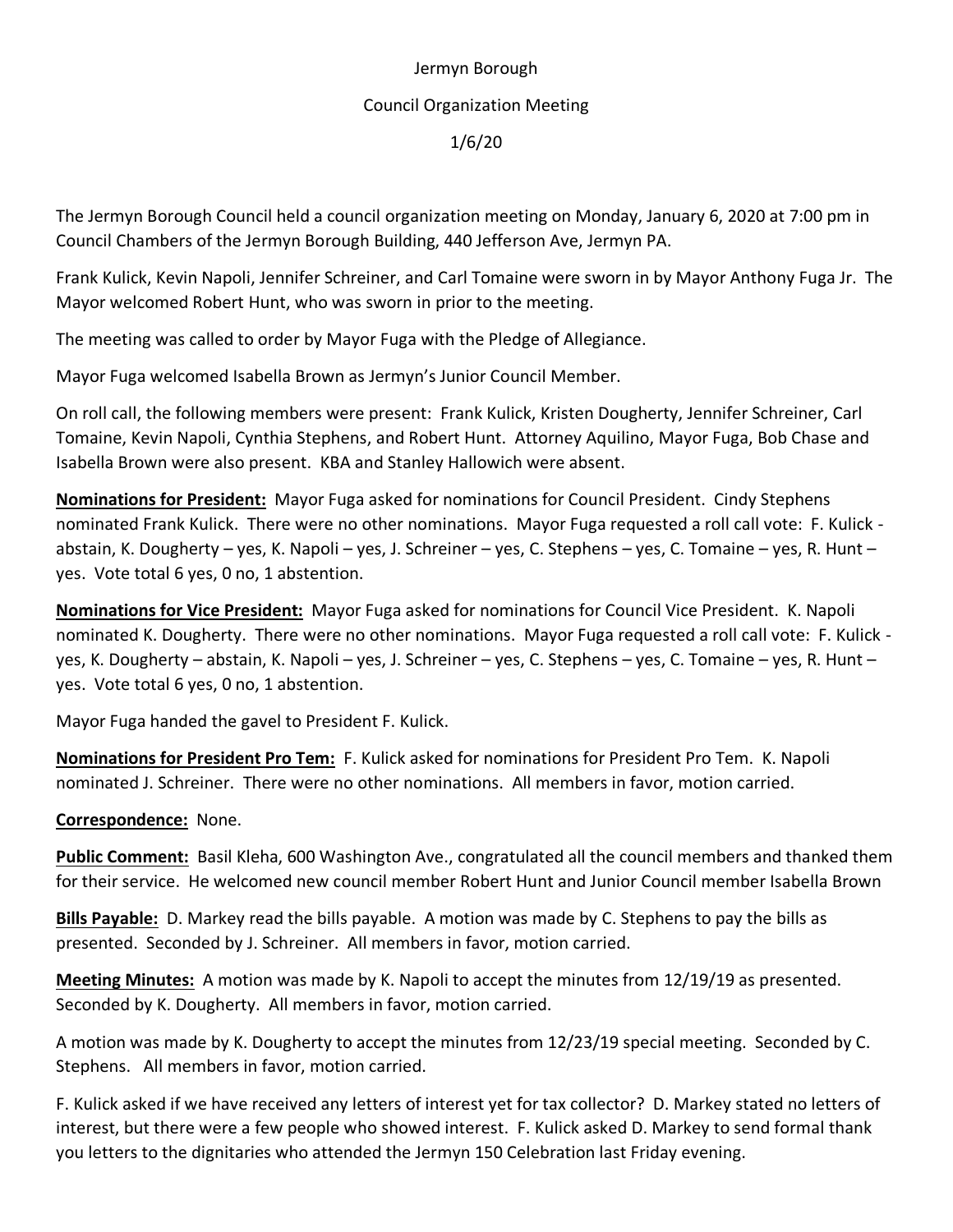Jermyn Borough

Council Organization Meeting

1/6/20

The Jermyn Borough Council held a council organization meeting on Monday, January 6, 2020 at 7:00 pm in Council Chambers of the Jermyn Borough Building, 440 Jefferson Ave, Jermyn PA.

Frank Kulick, Kevin Napoli, Jennifer Schreiner, and Carl Tomaine were sworn in by Mayor Anthony Fuga Jr. The Mayor welcomed Robert Hunt, who was sworn in prior to the meeting.

The meeting was called to order by Mayor Fuga with the Pledge of Allegiance.

Mayor Fuga welcomed Isabella Brown as Jermyn's Junior Council Member.

On roll call, the following members were present: Frank Kulick, Kristen Dougherty, Jennifer Schreiner, Carl Tomaine, Kevin Napoli, Cynthia Stephens, and Robert Hunt. Attorney Aquilino, Mayor Fuga, Bob Chase and Isabella Brown were also present. KBA and Stanley Hallowich were absent.

**Nominations for President:** Mayor Fuga asked for nominations for Council President. Cindy Stephens nominated Frank Kulick. There were no other nominations. Mayor Fuga requested a roll call vote: F. Kulick - abstain, K. Dougherty – yes, K. Napoli – yes, J. Schreiner – yes, C. Stephens – yes, C. Tomaine – yes, R. Hunt – yes. Vote total 6 yes, 0 no, 1 abstention.

**Nominations for Vice President:** Mayor Fuga asked for nominations for Council Vice President. K. Napoli nominated K. Dougherty. There were no other nominations. Mayor Fuga requested a roll call vote: F. Kulick - yes, K. Dougherty – abstain, K. Napoli – yes, J. Schreiner – yes, C. Stephens – yes, C. Tomaine – yes, R. Hunt – yes. Vote total 6 yes, 0 no, 1 abstention.

Mayor Fuga handed the gavel to President F. Kulick.

**Nominations for President Pro Tem:** F. Kulick asked for nominations for President Pro Tem. K. Napoli nominated J. Schreiner. There were no other nominations. All members in favor, motion carried.

**Correspondence:** None.

**Public Comment:** Basil Kleha, 600 Washington Ave., congratulated all the council members and thanked them for their service. He welcomed new council member Robert Hunt and Junior Council member Isabella Brown

**Bills Payable:** D. Markey read the bills payable. A motion was made by C. Stephens to pay the bills as presented. Seconded by J. Schreiner. All members in favor, motion carried.

**Meeting Minutes:** A motion was made by K. Napoli to accept the minutes from 12/19/19 as presented. Seconded by K. Dougherty. All members in favor, motion carried.

A motion was made by K. Dougherty to accept the minutes from 12/23/19 special meeting. Seconded by C. Stephens. All members in favor, motion carried.

F. Kulick asked if we have received any letters of interest yet for tax collector? D. Markey stated no letters of interest, but there were a few people who showed interest. F. Kulick asked D. Markey to send formal thank you letters to the dignitaries who attended the Jermyn 150 Celebration last Friday evening.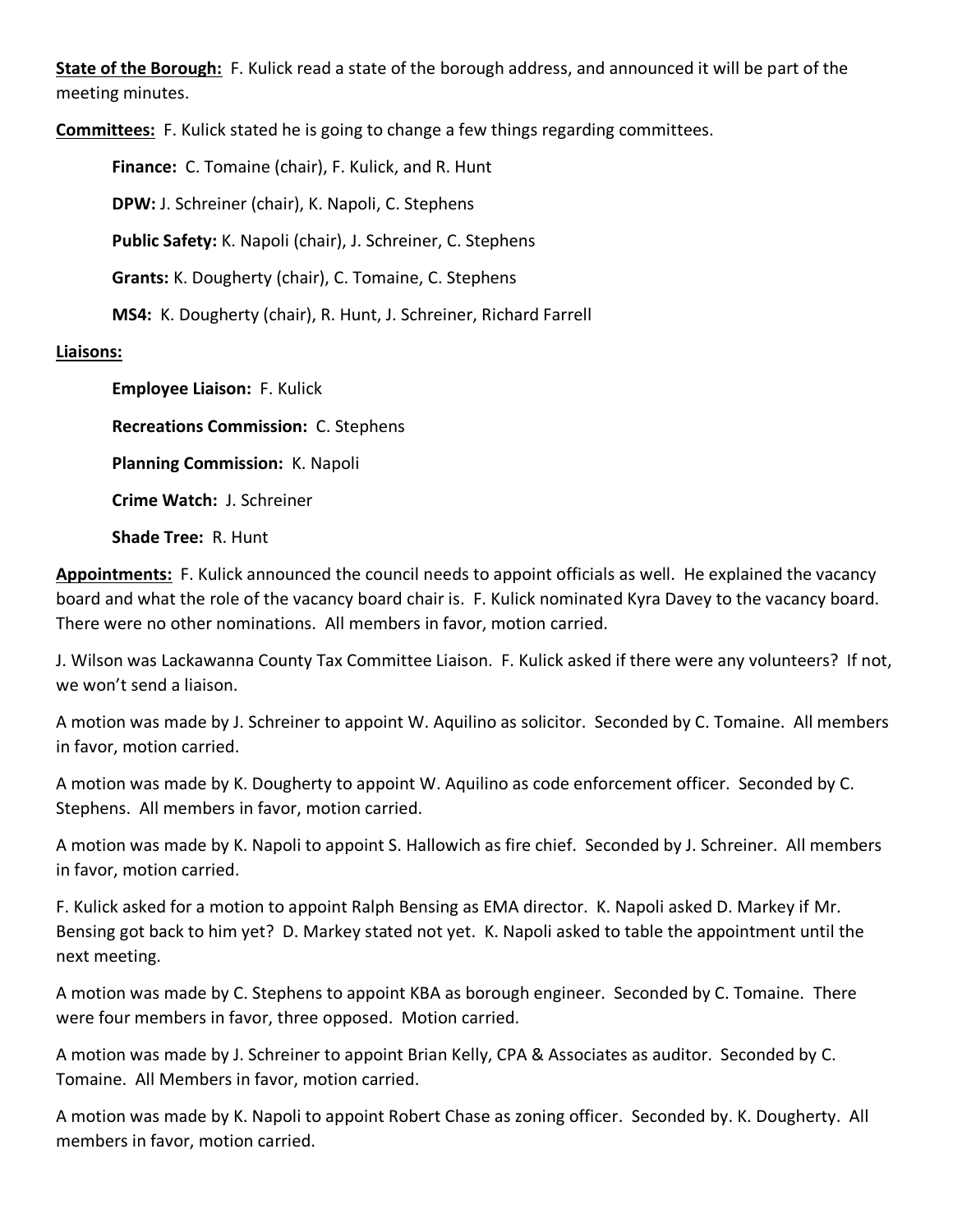**State of the Borough:** F. Kulick read a state of the borough address, and announced it will be part of the meeting minutes.

**Committees:** F. Kulick stated he is going to change a few things regarding committees.

**Finance:** C. Tomaine (chair), F. Kulick, and R. Hunt

**DPW:** J. Schreiner (chair), K. Napoli, C. Stephens

**Public Safety:** K. Napoli (chair), J. Schreiner, C. Stephens

**Grants:** K. Dougherty (chair), C. Tomaine, C. Stephens

**MS4:** K. Dougherty (chair), R. Hunt, J. Schreiner, Richard Farrell

**Liaisons:**

**Employee Liaison:** F. Kulick

**Recreations Commission:** C. Stephens

**Planning Commission:** K. Napoli

**Crime Watch:** J. Schreiner

**Shade Tree:** R. Hunt

**Appointments:** F. Kulick announced the council needs to appoint officials as well. He explained the vacancy board and what the role of the vacancy board chair is. F. Kulick nominated Kyra Davey to the vacancy board. There were no other nominations. All members in favor, motion carried.

J. Wilson was Lackawanna County Tax Committee Liaison. F. Kulick asked if there were any volunteers? If not, we won't send a liaison.

A motion was made by J. Schreiner to appoint W. Aquilino as solicitor. Seconded by C. Tomaine. All members in favor, motion carried.

A motion was made by K. Dougherty to appoint W. Aquilino as code enforcement officer. Seconded by C. Stephens. All members in favor, motion carried.

A motion was made by K. Napoli to appoint S. Hallowich as fire chief. Seconded by J. Schreiner. All members in favor, motion carried.

F. Kulick asked for a motion to appoint Ralph Bensing as EMA director. K. Napoli asked D. Markey if Mr. Bensing got back to him yet? D. Markey stated not yet. K. Napoli asked to table the appointment until the next meeting.

A motion was made by C. Stephens to appoint KBA as borough engineer. Seconded by C. Tomaine. There were four members in favor, three opposed. Motion carried.

A motion was made by J. Schreiner to appoint Brian Kelly, CPA & Associates as auditor. Seconded by C. Tomaine. All Members in favor, motion carried.

A motion was made by K. Napoli to appoint Robert Chase as zoning officer. Seconded by. K. Dougherty. All members in favor, motion carried.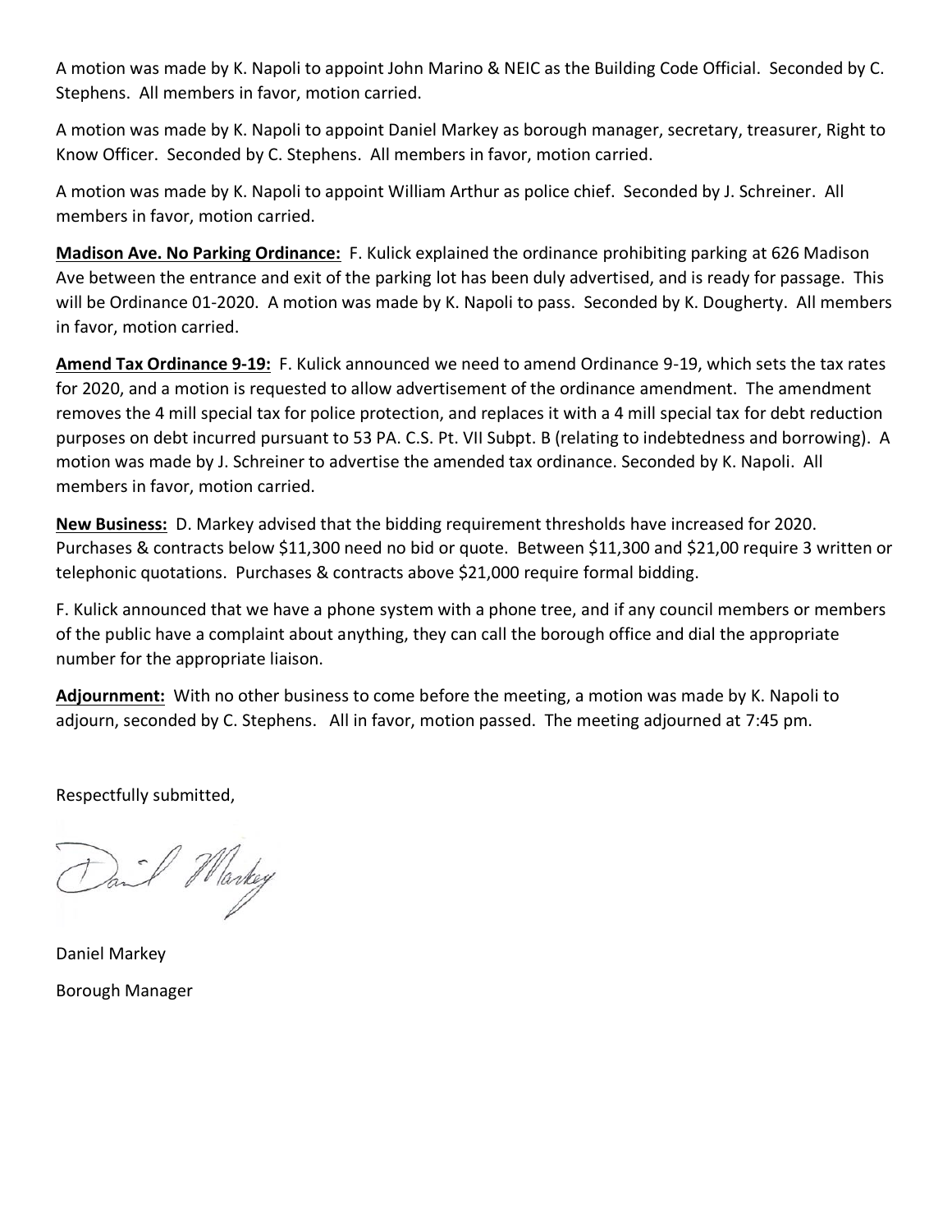A motion was made by K. Napoli to appoint John Marino & NEIC as the Building Code Official. Seconded by C. Stephens. All members in favor, motion carried.

A motion was made by K. Napoli to appoint Daniel Markey as borough manager, secretary, treasurer, Right to Know Officer. Seconded by C. Stephens. All members in favor, motion carried.

A motion was made by K. Napoli to appoint William Arthur as police chief. Seconded by J. Schreiner. All members in favor, motion carried.

**Madison Ave. No Parking Ordinance:** F. Kulick explained the ordinance prohibiting parking at 626 Madison Ave between the entrance and exit of the parking lot has been duly advertised, and is ready for passage. This will be Ordinance 01-2020. A motion was made by K. Napoli to pass. Seconded by K. Dougherty. All members in favor, motion carried.

**Amend Tax Ordinance 9-19:** F. Kulick announced we need to amend Ordinance 9-19, which sets the tax rates for 2020, and a motion is requested to allow advertisement of the ordinance amendment. The amendment removes the 4 mill special tax for police protection, and replaces it with a 4 mill special tax for debt reduction purposes on debt incurred pursuant to 53 PA. C.S. Pt. VII Subpt. B (relating to indebtedness and borrowing). A motion was made by J. Schreiner to advertise the amended tax ordinance. Seconded by K. Napoli. All members in favor, motion carried.

**New Business:** D. Markey advised that the bidding requirement thresholds have increased for 2020. Purchases & contracts below $11,300 need no bid or quote. Between $11,300 and $21,00 require 3 written or telephonic quotations. Purchases & contracts above $21,000 require formal bidding.

F. Kulick announced that we have a phone system with a phone tree, and if any council members or members of the public have a complaint about anything, they can call the borough office and dial the appropriate number for the appropriate liaison.

**Adjournment:** With no other business to come before the meeting, a motion was made by K. Napoli to adjourn, seconded by C. Stephens. All in favor, motion passed. The meeting adjourned at 7:45 pm.

Respectfully submitted,

Daniel Markey

Daniel Markey

Borough Manager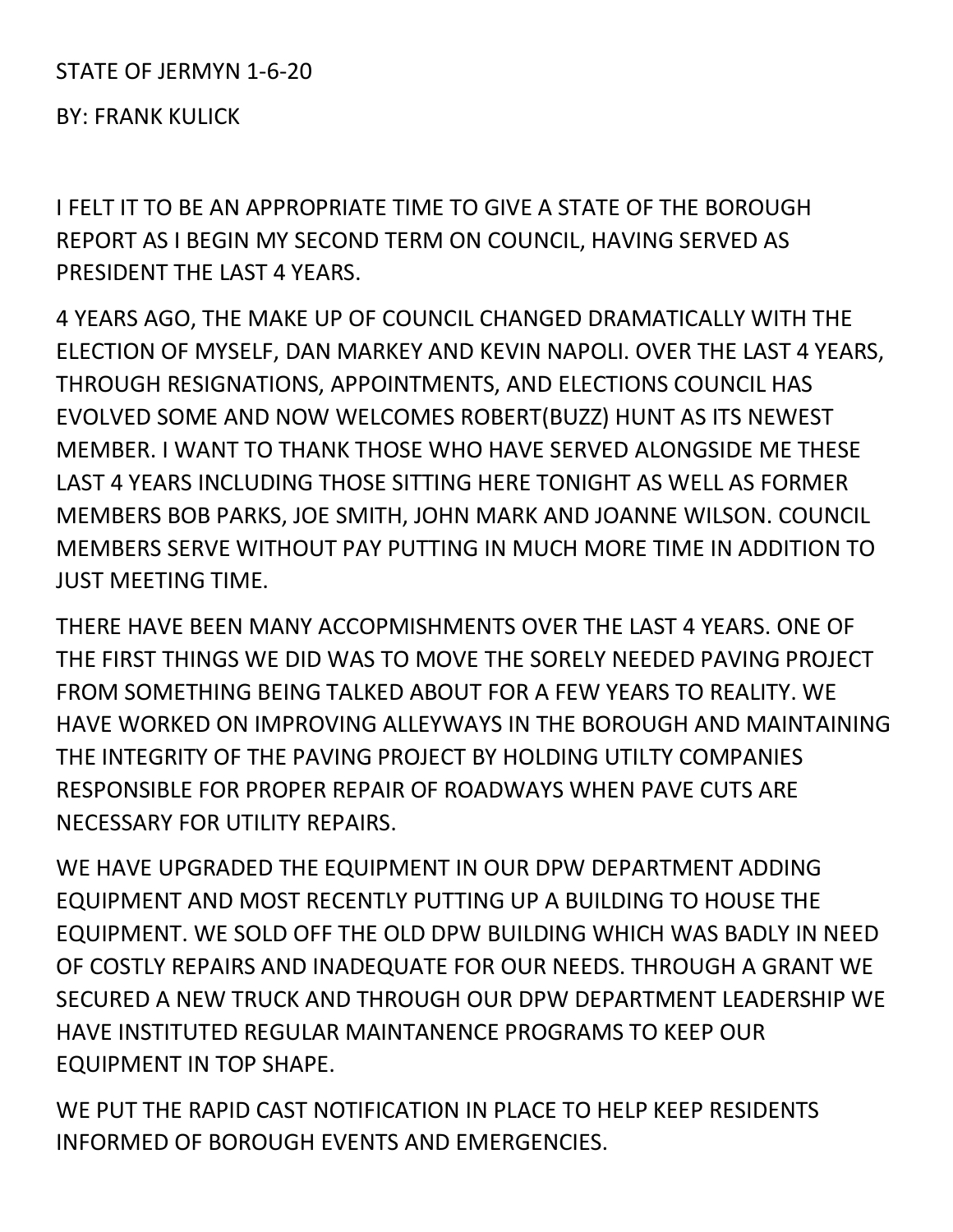STATE OF JERMYN 1-6-20

BY: FRANK KULICK

I FELT IT TO BE AN APPROPRIATE TIME TO GIVE A STATE OF THE BOROUGH REPORT AS I BEGIN MY SECOND TERM ON COUNCIL, HAVING SERVED AS PRESIDENT THE LAST 4 YEARS.

4 YEARS AGO, THE MAKE UP OF COUNCIL CHANGED DRAMATICALLY WITH THE ELECTION OF MYSELF, DAN MARKEY AND KEVIN NAPOLI. OVER THE LAST 4 YEARS, THROUGH RESIGNATIONS, APPOINTMENTS, AND ELECTIONS COUNCIL HAS EVOLVED SOME AND NOW WELCOMES ROBERT(BUZZ) HUNT AS ITS NEWEST MEMBER. I WANT TO THANK THOSE WHO HAVE SERVED ALONGSIDE ME THESE LAST 4 YEARS INCLUDING THOSE SITTING HERE TONIGHT AS WELL AS FORMER MEMBERS BOB PARKS, JOE SMITH, JOHN MARK AND JOANNE WILSON. COUNCIL MEMBERS SERVE WITHOUT PAY PUTTING IN MUCH MORE TIME IN ADDITION TO JUST MEETING TIME.

THERE HAVE BEEN MANY ACCOPMISHMENTS OVER THE LAST 4 YEARS. ONE OF THE FIRST THINGS WE DID WAS TO MOVE THE SORELY NEEDED PAVING PROJECT FROM SOMETHING BEING TALKED ABOUT FOR A FEW YEARS TO REALITY. WE HAVE WORKED ON IMPROVING ALLEYWAYS IN THE BOROUGH AND MAINTAINING THE INTEGRITY OF THE PAVING PROJECT BY HOLDING UTILTY COMPANIES RESPONSIBLE FOR PROPER REPAIR OF ROADWAYS WHEN PAVE CUTS ARE NECESSARY FOR UTILITY REPAIRS.

WE HAVE UPGRADED THE EQUIPMENT IN OUR DPW DEPARTMENT ADDING EQUIPMENT AND MOST RECENTLY PUTTING UP A BUILDING TO HOUSE THE EQUIPMENT. WE SOLD OFF THE OLD DPW BUILDING WHICH WAS BADLY IN NEED OF COSTLY REPAIRS AND INADEQUATE FOR OUR NEEDS. THROUGH A GRANT WE SECURED A NEW TRUCK AND THROUGH OUR DPW DEPARTMENT LEADERSHIP WE HAVE INSTITUTED REGULAR MAINTANENCE PROGRAMS TO KEEP OUR EQUIPMENT IN TOP SHAPE.

WE PUT THE RAPID CAST NOTIFICATION IN PLACE TO HELP KEEP RESIDENTS INFORMED OF BOROUGH EVENTS AND EMERGENCIES.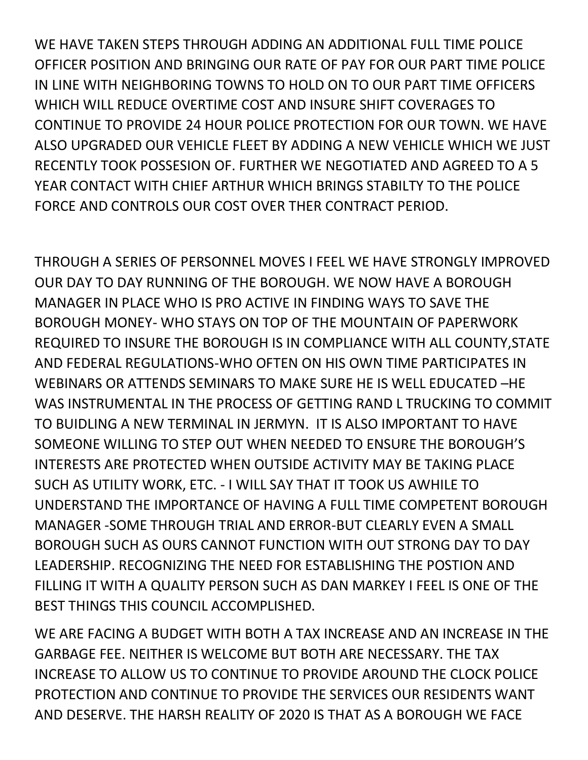WE HAVE TAKEN STEPS THROUGH ADDING AN ADDITIONAL FULL TIME POLICE OFFICER POSITION AND BRINGING OUR RATE OF PAY FOR OUR PART TIME POLICE IN LINE WITH NEIGHBORING TOWNS TO HOLD ON TO OUR PART TIME OFFICERS WHICH WILL REDUCE OVERTIME COST AND INSURE SHIFT COVERAGES TO CONTINUE TO PROVIDE 24 HOUR POLICE PROTECTION FOR OUR TOWN. WE HAVE ALSO UPGRADED OUR VEHICLE FLEET BY ADDING A NEW VEHICLE WHICH WE JUST RECENTLY TOOK POSSESION OF. FURTHER WE NEGOTIATED AND AGREED TO A 5 YEAR CONTACT WITH CHIEF ARTHUR WHICH BRINGS STABILTY TO THE POLICE FORCE AND CONTROLS OUR COST OVER THER CONTRACT PERIOD.

THROUGH A SERIES OF PERSONNEL MOVES I FEEL WE HAVE STRONGLY IMPROVED OUR DAY TO DAY RUNNING OF THE BOROUGH. WE NOW HAVE A BOROUGH MANAGER IN PLACE WHO IS PRO ACTIVE IN FINDING WAYS TO SAVE THE BOROUGH MONEY- WHO STAYS ON TOP OF THE MOUNTAIN OF PAPERWORK REQUIRED TO INSURE THE BOROUGH IS IN COMPLIANCE WITH ALL COUNTY,STATE AND FEDERAL REGULATIONS-WHO OFTEN ON HIS OWN TIME PARTICIPATES IN WEBINARS OR ATTENDS SEMINARS TO MAKE SURE HE IS WELL EDUCATED –HE WAS INSTRUMENTAL IN THE PROCESS OF GETTING RAND L TRUCKING TO COMMIT TO BUIDLING A NEW TERMINAL IN JERMYN. IT IS ALSO IMPORTANT TO HAVE SOMEONE WILLING TO STEP OUT WHEN NEEDED TO ENSURE THE BOROUGH'S INTERESTS ARE PROTECTED WHEN OUTSIDE ACTIVITY MAY BE TAKING PLACE SUCH AS UTILITY WORK, ETC. - I WILL SAY THAT IT TOOK US AWHILE TO UNDERSTAND THE IMPORTANCE OF HAVING A FULL TIME COMPETENT BOROUGH MANAGER -SOME THROUGH TRIAL AND ERROR-BUT CLEARLY EVEN A SMALL BOROUGH SUCH AS OURS CANNOT FUNCTION WITH OUT STRONG DAY TO DAY LEADERSHIP. RECOGNIZING THE NEED FOR ESTABLISHING THE POSTION AND FILLING IT WITH A QUALITY PERSON SUCH AS DAN MARKEY I FEEL IS ONE OF THE BEST THINGS THIS COUNCIL ACCOMPLISHED.

WE ARE FACING A BUDGET WITH BOTH A TAX INCREASE AND AN INCREASE IN THE GARBAGE FEE. NEITHER IS WELCOME BUT BOTH ARE NECESSARY. THE TAX INCREASE TO ALLOW US TO CONTINUE TO PROVIDE AROUND THE CLOCK POLICE PROTECTION AND CONTINUE TO PROVIDE THE SERVICES OUR RESIDENTS WANT AND DESERVE. THE HARSH REALITY OF 2020 IS THAT AS A BOROUGH WE FACE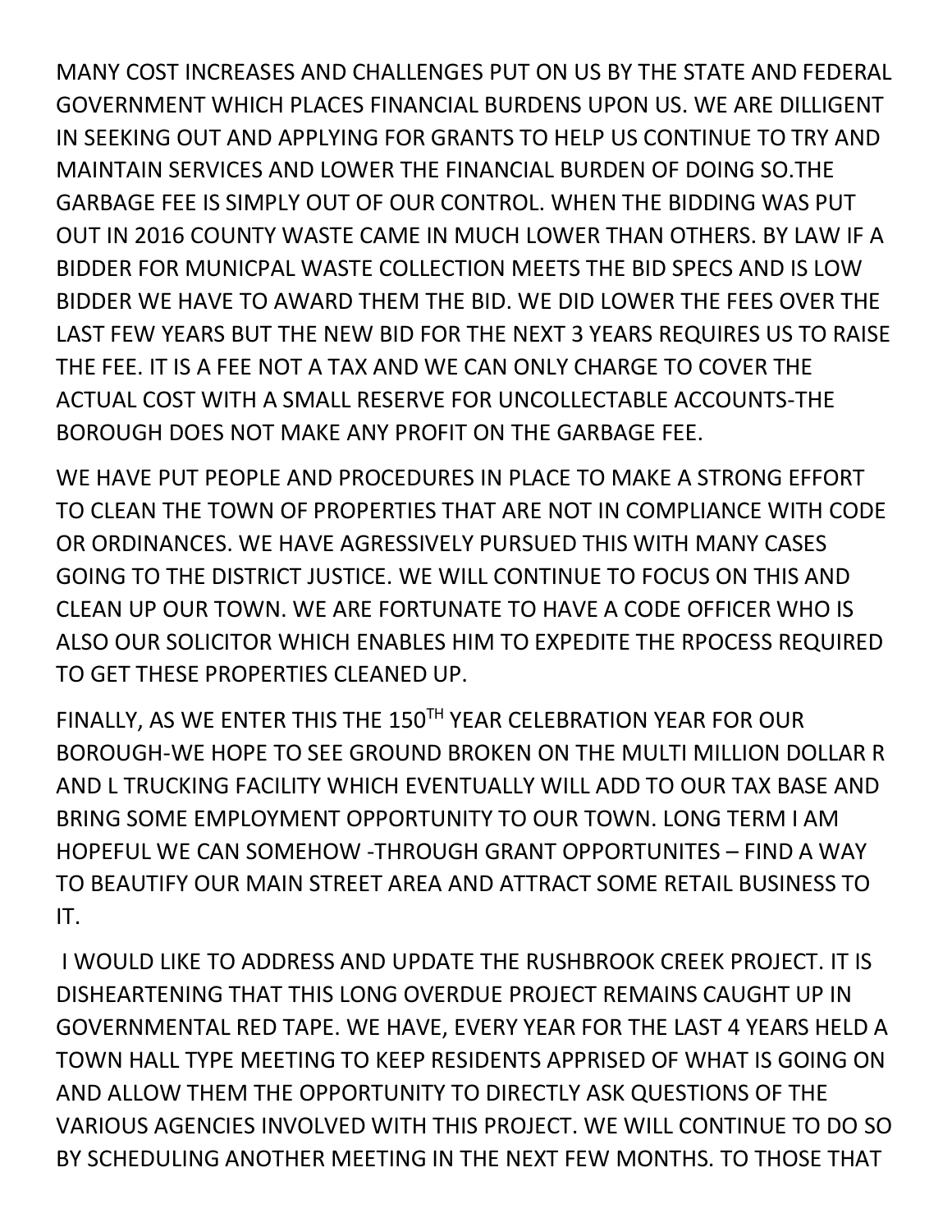MANY COST INCREASES AND CHALLENGES PUT ON US BY THE STATE AND FEDERAL GOVERNMENT WHICH PLACES FINANCIAL BURDENS UPON US. WE ARE DILLIGENT IN SEEKING OUT AND APPLYING FOR GRANTS TO HELP US CONTINUE TO TRY AND MAINTAIN SERVICES AND LOWER THE FINANCIAL BURDEN OF DOING SO.THE GARBAGE FEE IS SIMPLY OUT OF OUR CONTROL. WHEN THE BIDDING WAS PUT OUT IN 2016 COUNTY WASTE CAME IN MUCH LOWER THAN OTHERS. BY LAW IF A BIDDER FOR MUNICPAL WASTE COLLECTION MEETS THE BID SPECS AND IS LOW BIDDER WE HAVE TO AWARD THEM THE BID. WE DID LOWER THE FEES OVER THE LAST FEW YEARS BUT THE NEW BID FOR THE NEXT 3 YEARS REQUIRES US TO RAISE THE FEE. IT IS A FEE NOT A TAX AND WE CAN ONLY CHARGE TO COVER THE ACTUAL COST WITH A SMALL RESERVE FOR UNCOLLECTABLE ACCOUNTS-THE BOROUGH DOES NOT MAKE ANY PROFIT ON THE GARBAGE FEE.

WE HAVE PUT PEOPLE AND PROCEDURES IN PLACE TO MAKE A STRONG EFFORT TO CLEAN THE TOWN OF PROPERTIES THAT ARE NOT IN COMPLIANCE WITH CODE OR ORDINANCES. WE HAVE AGRESSIVELY PURSUED THIS WITH MANY CASES GOING TO THE DISTRICT JUSTICE. WE WILL CONTINUE TO FOCUS ON THIS AND CLEAN UP OUR TOWN. WE ARE FORTUNATE TO HAVE A CODE OFFICER WHO IS ALSO OUR SOLICITOR WHICH ENABLES HIM TO EXPEDITE THE RPOCESS REQUIRED TO GET THESE PROPERTIES CLEANED UP.

FINALLY, AS WE ENTER THIS THE 150TH YEAR CELEBRATION YEAR FOR OUR BOROUGH-WE HOPE TO SEE GROUND BROKEN ON THE MULTI MILLION DOLLAR R AND L TRUCKING FACILITY WHICH EVENTUALLY WILL ADD TO OUR TAX BASE AND BRING SOME EMPLOYMENT OPPORTUNITY TO OUR TOWN. LONG TERM I AM HOPEFUL WE CAN SOMEHOW -THROUGH GRANT OPPORTUNITES – FIND A WAY TO BEAUTIFY OUR MAIN STREET AREA AND ATTRACT SOME RETAIL BUSINESS TO IT.

I WOULD LIKE TO ADDRESS AND UPDATE THE RUSHBROOK CREEK PROJECT. IT IS DISHEARTENING THAT THIS LONG OVERDUE PROJECT REMAINS CAUGHT UP IN GOVERNMENTAL RED TAPE. WE HAVE, EVERY YEAR FOR THE LAST 4 YEARS HELD A TOWN HALL TYPE MEETING TO KEEP RESIDENTS APPRISED OF WHAT IS GOING ON AND ALLOW THEM THE OPPORTUNITY TO DIRECTLY ASK QUESTIONS OF THE VARIOUS AGENCIES INVOLVED WITH THIS PROJECT. WE WILL CONTINUE TO DO SO BY SCHEDULING ANOTHER MEETING IN THE NEXT FEW MONTHS. TO THOSE THAT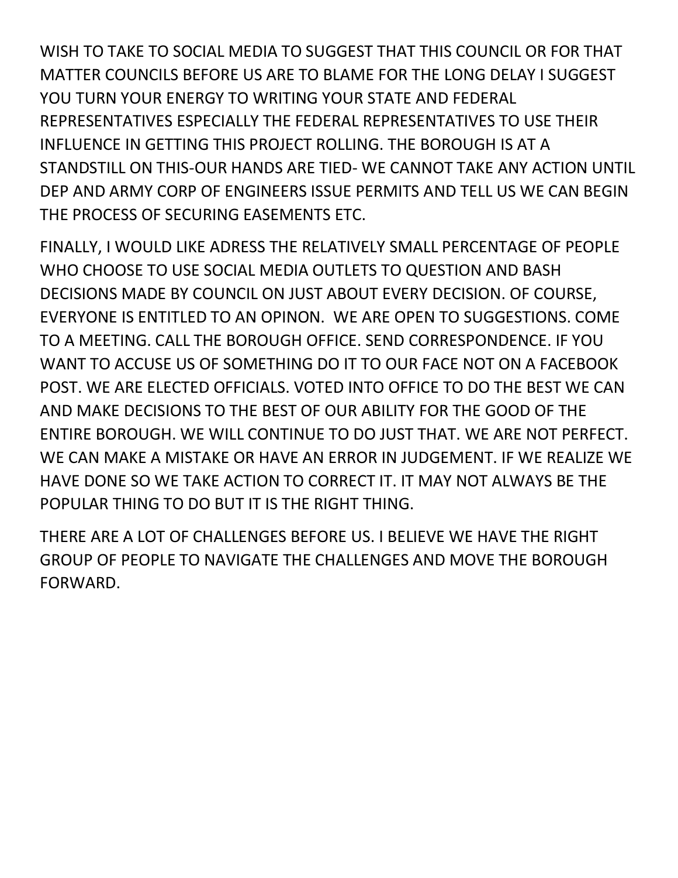WISH TO TAKE TO SOCIAL MEDIA TO SUGGEST THAT THIS COUNCIL OR FOR THAT MATTER COUNCILS BEFORE US ARE TO BLAME FOR THE LONG DELAY I SUGGEST YOU TURN YOUR ENERGY TO WRITING YOUR STATE AND FEDERAL REPRESENTATIVES ESPECIALLY THE FEDERAL REPRESENTATIVES TO USE THEIR INFLUENCE IN GETTING THIS PROJECT ROLLING. THE BOROUGH IS AT A STANDSTILL ON THIS-OUR HANDS ARE TIED- WE CANNOT TAKE ANY ACTION UNTIL DEP AND ARMY CORP OF ENGINEERS ISSUE PERMITS AND TELL US WE CAN BEGIN THE PROCESS OF SECURING EASEMENTS ETC.

FINALLY, I WOULD LIKE ADRESS THE RELATIVELY SMALL PERCENTAGE OF PEOPLE WHO CHOOSE TO USE SOCIAL MEDIA OUTLETS TO QUESTION AND BASH DECISIONS MADE BY COUNCIL ON JUST ABOUT EVERY DECISION. OF COURSE, EVERYONE IS ENTITLED TO AN OPINON. WE ARE OPEN TO SUGGESTIONS. COME TO A MEETING. CALL THE BOROUGH OFFICE. SEND CORRESPONDENCE. IF YOU WANT TO ACCUSE US OF SOMETHING DO IT TO OUR FACE NOT ON A FACEBOOK POST. WE ARE ELECTED OFFICIALS. VOTED INTO OFFICE TO DO THE BEST WE CAN AND MAKE DECISIONS TO THE BEST OF OUR ABILITY FOR THE GOOD OF THE ENTIRE BOROUGH. WE WILL CONTINUE TO DO JUST THAT. WE ARE NOT PERFECT. WE CAN MAKE A MISTAKE OR HAVE AN ERROR IN JUDGEMENT. IF WE REALIZE WE HAVE DONE SO WE TAKE ACTION TO CORRECT IT. IT MAY NOT ALWAYS BE THE POPULAR THING TO DO BUT IT IS THE RIGHT THING.

THERE ARE A LOT OF CHALLENGES BEFORE US. I BELIEVE WE HAVE THE RIGHT GROUP OF PEOPLE TO NAVIGATE THE CHALLENGES AND MOVE THE BOROUGH FORWARD.